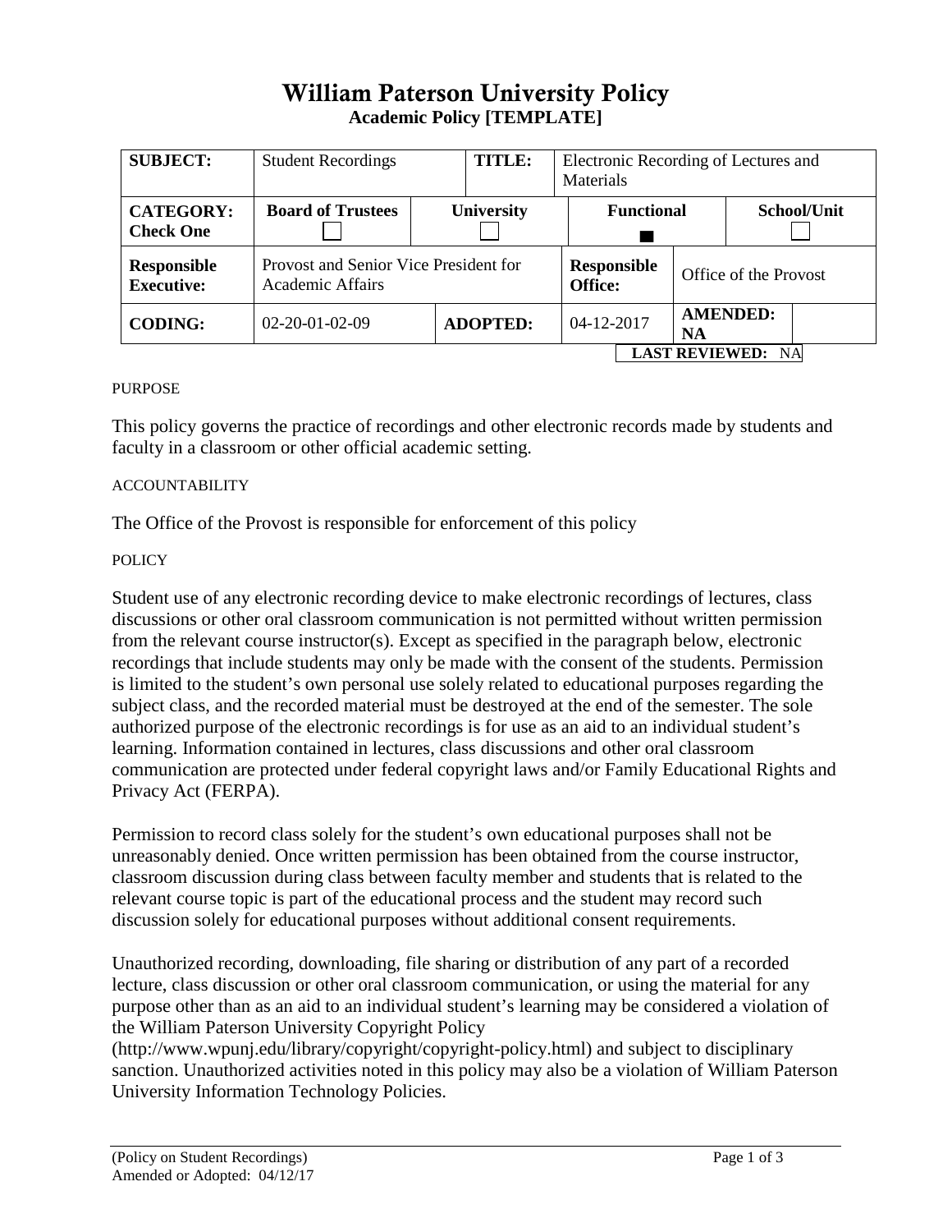# William Paterson University Policy

**Academic Policy [TEMPLATE]**

| **SUBJECT:** | Student Recordings | | **TITLE:** | Electronic Recording of Lectures and Materials | | |
|---|---|---|---|---|---|---|
| **CATEGORY: Check One** | **Board of Trustees** ☐ | **University** ☐ | | **Functional** ■ | | **School/Unit** ☐ |
| **Responsible Executive:** | Provost and Senior Vice President for Academic Affairs | | | **Responsible Office:** | Office of the Provost | |
| **CODING:** | 02-20-01-02-09 | **ADOPTED:** | | 04-12-2017 | **AMENDED: NA** | |

**LAST REVIEWED:** NA

PURPOSE

This policy governs the practice of recordings and other electronic records made by students and faculty in a classroom or other official academic setting.

ACCOUNTABILITY

The Office of the Provost is responsible for enforcement of this policy

POLICY

Student use of any electronic recording device to make electronic recordings of lectures, class discussions or other oral classroom communication is not permitted without written permission from the relevant course instructor(s). Except as specified in the paragraph below, electronic recordings that include students may only be made with the consent of the students. Permission is limited to the student's own personal use solely related to educational purposes regarding the subject class, and the recorded material must be destroyed at the end of the semester. The sole authorized purpose of the electronic recordings is for use as an aid to an individual student's learning. Information contained in lectures, class discussions and other oral classroom communication are protected under federal copyright laws and/or Family Educational Rights and Privacy Act (FERPA).

Permission to record class solely for the student's own educational purposes shall not be unreasonably denied. Once written permission has been obtained from the course instructor, classroom discussion during class between faculty member and students that is related to the relevant course topic is part of the educational process and the student may record such discussion solely for educational purposes without additional consent requirements.

Unauthorized recording, downloading, file sharing or distribution of any part of a recorded lecture, class discussion or other oral classroom communication, or using the material for any purpose other than as an aid to an individual student's learning may be considered a violation of the William Paterson University Copyright Policy (http://www.wpunj.edu/library/copyright/copyright-policy.html) and subject to disciplinary sanction. Unauthorized activities noted in this policy may also be a violation of William Paterson University Information Technology Policies.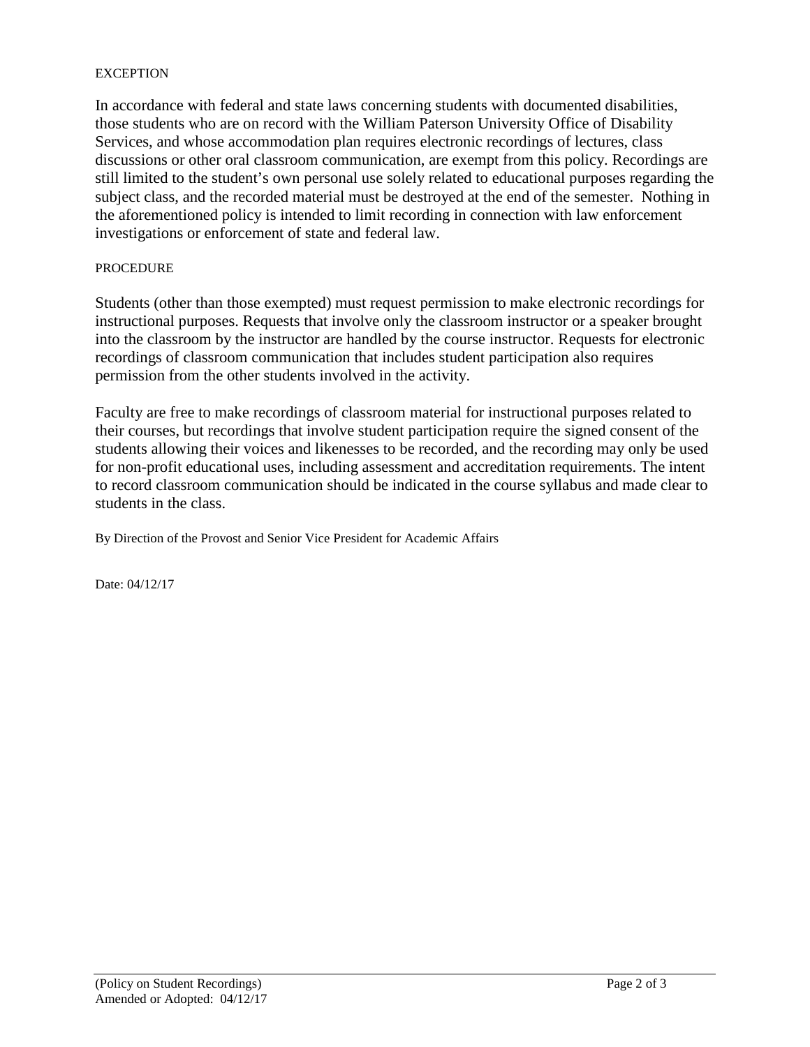## EXCEPTION

In accordance with federal and state laws concerning students with documented disabilities, those students who are on record with the William Paterson University Office of Disability Services, and whose accommodation plan requires electronic recordings of lectures, class discussions or other oral classroom communication, are exempt from this policy. Recordings are still limited to the student's own personal use solely related to educational purposes regarding the subject class, and the recorded material must be destroyed at the end of the semester. Nothing in the aforementioned policy is intended to limit recording in connection with law enforcement investigations or enforcement of state and federal law.

## PROCEDURE

Students (other than those exempted) must request permission to make electronic recordings for instructional purposes. Requests that involve only the classroom instructor or a speaker brought into the classroom by the instructor are handled by the course instructor. Requests for electronic recordings of classroom communication that includes student participation also requires permission from the other students involved in the activity.

Faculty are free to make recordings of classroom material for instructional purposes related to their courses, but recordings that involve student participation require the signed consent of the students allowing their voices and likenesses to be recorded, and the recording may only be used for non-profit educational uses, including assessment and accreditation requirements. The intent to record classroom communication should be indicated in the course syllabus and made clear to students in the class.

By Direction of the Provost and Senior Vice President for Academic Affairs

Date: 04/12/17